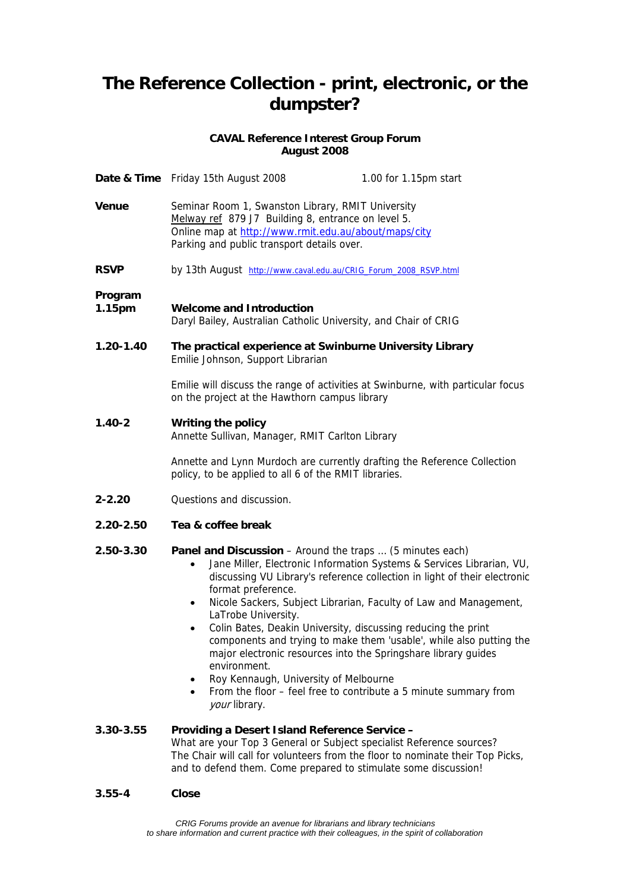# The Reference Collection - print, electronic, or the dumpster?

**CAVAL Reference Interest Group Forum**
**August 2008**

**Date & Time** Friday 15th August 2008 1.00 for 1.15pm start

**Venue** Seminar Room 1, Swanston Library, RMIT University
Melway ref 879 J7 Building 8, entrance on level 5.
Online map at http://www.rmit.edu.au/about/maps/city
Parking and public transport details over.

**RSVP** by 13th August http://www.caval.edu.au/CRIG_Forum_2008_RSVP.html

**Program**

**1.15pm** **Welcome and Introduction**
Daryl Bailey, Australian Catholic University, and Chair of CRIG

**1.20-1.40** **The practical experience at Swinburne University Library**
Emilie Johnson, Support Librarian

Emilie will discuss the range of activities at Swinburne, with particular focus on the project at the Hawthorn campus library

**1.40-2** **Writing the policy**
Annette Sullivan, Manager, RMIT Carlton Library

Annette and Lynn Murdoch are currently drafting the Reference Collection policy, to be applied to all 6 of the RMIT libraries.

**2-2.20** Questions and discussion.

**2.20-2.50** **Tea & coffee break**

**2.50-3.30** **Panel and Discussion** – Around the traps … (5 minutes each)

- Jane Miller, Electronic Information Systems & Services Librarian, VU, discussing VU Library's reference collection in light of their electronic format preference.
- Nicole Sackers, Subject Librarian, Faculty of Law and Management, LaTrobe University.
- Colin Bates, Deakin University, discussing reducing the print components and trying to make them 'usable', while also putting the major electronic resources into the Springshare library guides environment.
- Roy Kennaugh, University of Melbourne
- From the floor – feel free to contribute a 5 minute summary from *your* library.

**3.30-3.55** **Providing a Desert Island Reference Service –**
What are your Top 3 General or Subject specialist Reference sources?
The Chair will call for volunteers from the floor to nominate their Top Picks, and to defend them. Come prepared to stimulate some discussion!

**3.55-4** **Close**

*CRIG Forums provide an avenue for librarians and library technicians to share information and current practice with their colleagues, in the spirit of collaboration*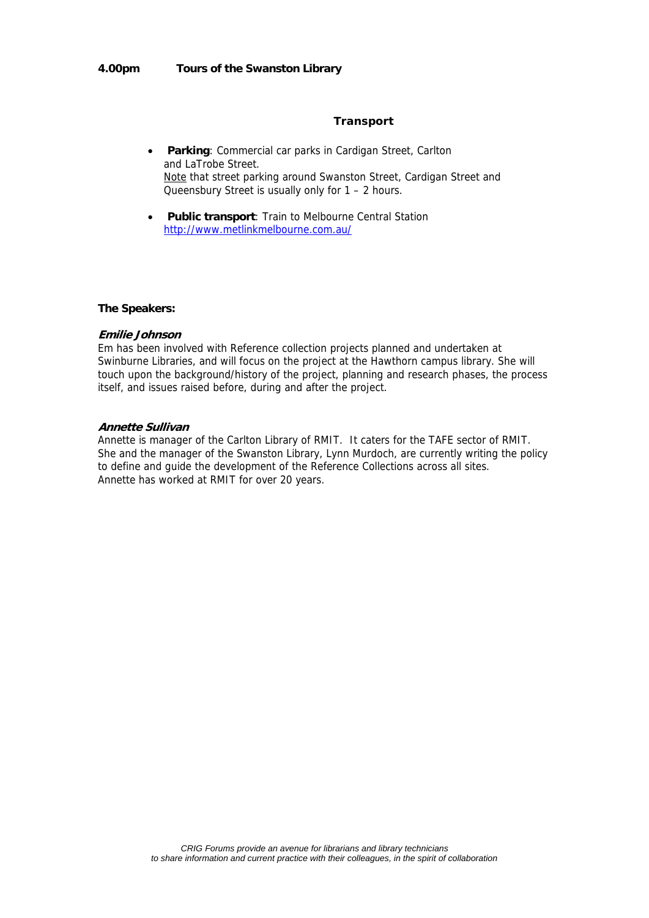**4.00pm Tours of the Swanston Library**

## Transport

- **Parking**: Commercial car parks in Cardigan Street, Carlton and LaTrobe Street.
  Note that street parking around Swanston Street, Cardigan Street and Queensbury Street is usually only for 1 – 2 hours.

- **Public transport**: Train to Melbourne Central Station
  http://www.metlinkmelbourne.com.au/

## The Speakers:

### *Emilie Johnson*

Em has been involved with Reference collection projects planned and undertaken at Swinburne Libraries, and will focus on the project at the Hawthorn campus library. She will touch upon the background/history of the project, planning and research phases, the process itself, and issues raised before, during and after the project.

### *Annette Sullivan*

Annette is manager of the Carlton Library of RMIT. It caters for the TAFE sector of RMIT. She and the manager of the Swanston Library, Lynn Murdoch, are currently writing the policy to define and guide the development of the Reference Collections across all sites.
Annette has worked at RMIT for over 20 years.

*CRIG Forums provide an avenue for librarians and library technicians to share information and current practice with their colleagues, in the spirit of collaboration*